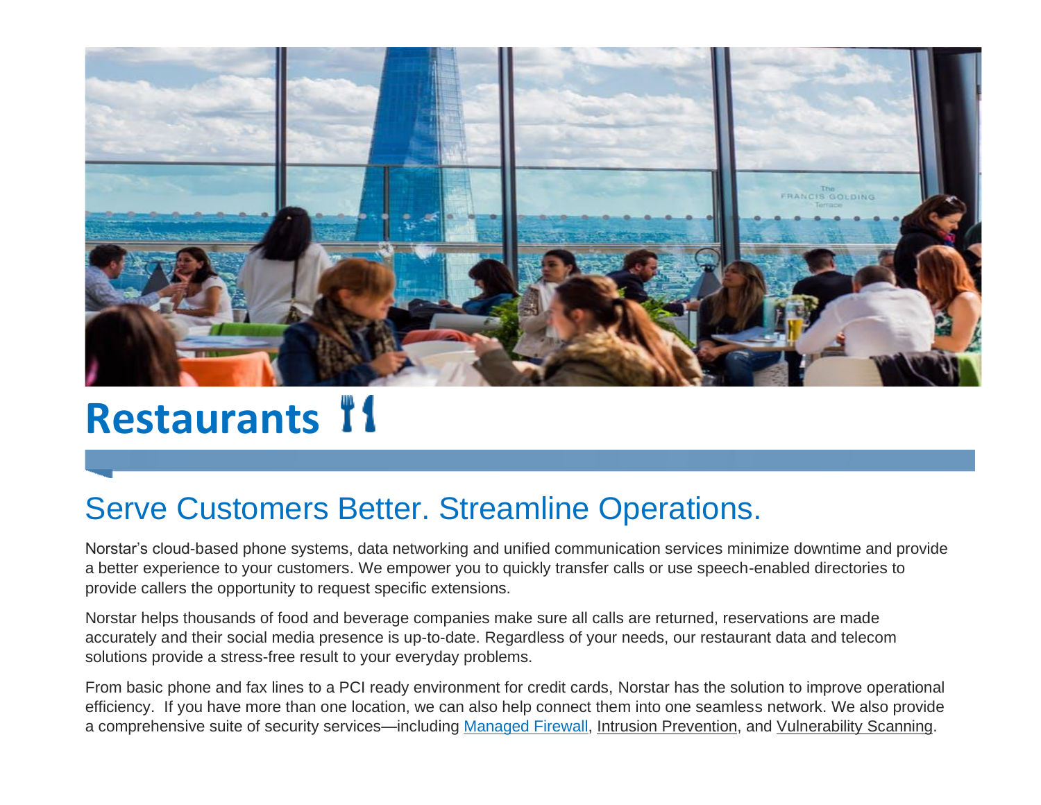# Restaurants

## Serve Customers Better. Streamline Operations.

Norstar's cloud-based phone systems, data networking and unified communication services minimize downtime and provide a better experience to your customers. We empower you to quickly transfer calls or use speech-enabled directories to provide callers the opportunity to request specific extensions.

Norstar helps thousands of food and beverage companies make sure all calls are returned, reservations are made accurately and their social media presence is up-to-date. Regardless of your needs, our restaurant data and telecom solutions provide a stress-free result to your everyday problems.

From basic phone and fax lines to a PCI ready environment for credit cards, Norstar has the solution to improve operational efficiency. If you have more than one location, we can also help connect them into one seamless network. We also provide a comprehensive suite of security services—including Managed Firewall, Intrusion Prevention, and Vulnerability Scanning.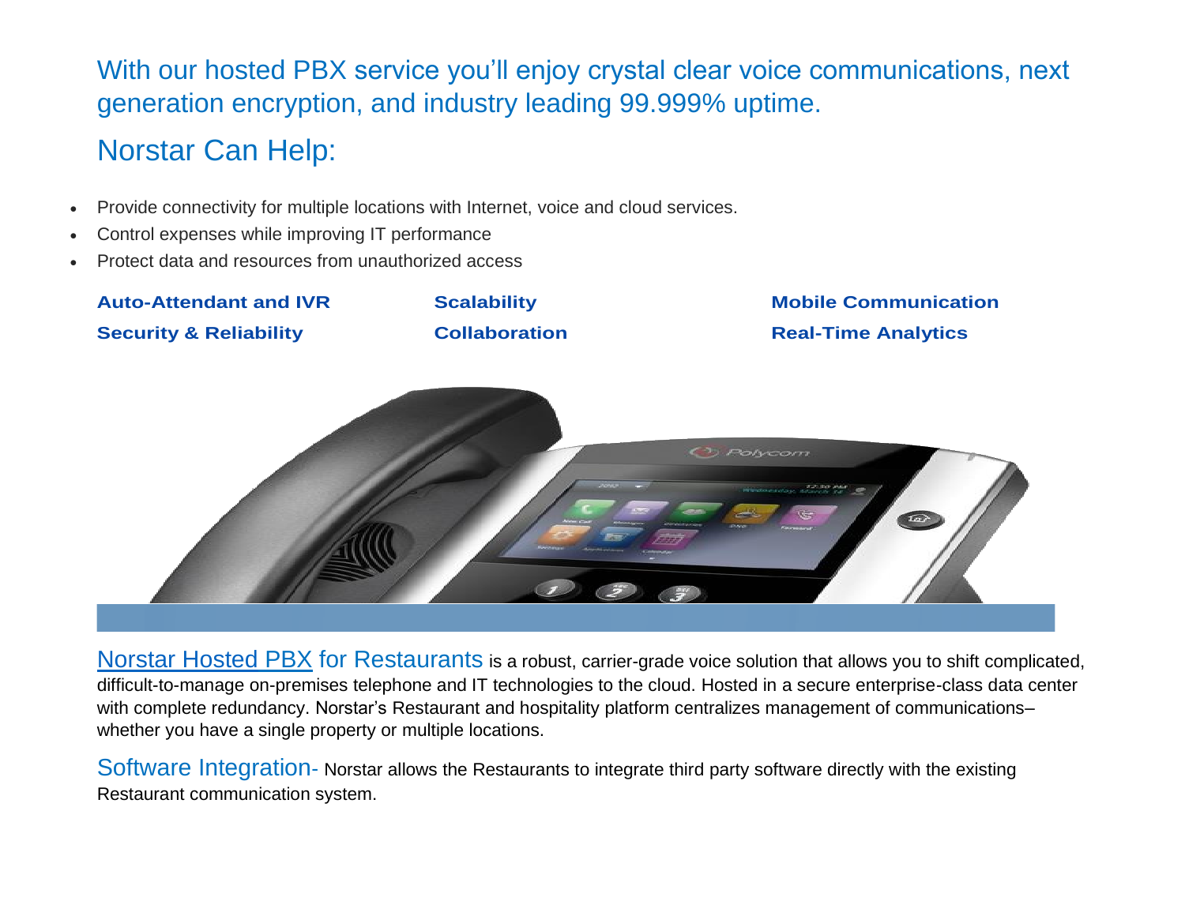With our hosted PBX service you'll enjoy crystal clear voice communications, next generation encryption, and industry leading 99.999% uptime.

## Norstar Can Help:

- Provide connectivity for multiple locations with Internet, voice and cloud services.
- Control expenses while improving IT performance
- Protect data and resources from unauthorized access

**Auto-Attendant and IVR**

**Security & Reliability**

**Scalability**

**Collaboration**

**Mobile Communication**

**Real-Time Analytics**

Norstar Hosted PBX for Restaurants is a robust, carrier-grade voice solution that allows you to shift complicated, difficult-to-manage on-premises telephone and IT technologies to the cloud. Hosted in a secure enterprise-class data center with complete redundancy. Norstar's Restaurant and hospitality platform centralizes management of communications– whether you have a single property or multiple locations.

Software Integration- Norstar allows the Restaurants to integrate third party software directly with the existing Restaurant communication system.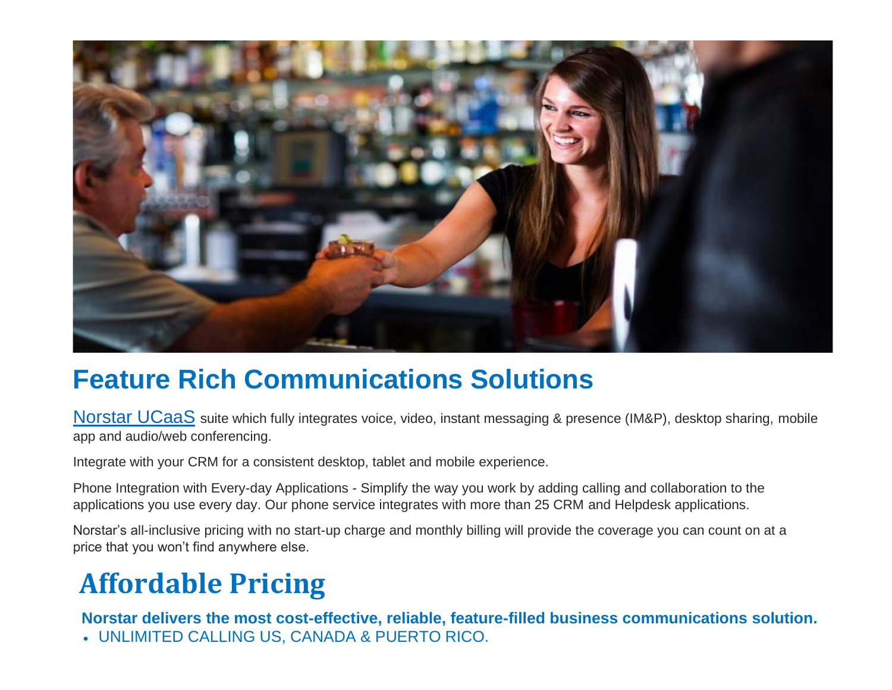## Feature Rich Communications Solutions

Norstar UCaaS suite which fully integrates voice, video, instant messaging & presence (IM&P), desktop sharing, mobile app and audio/web conferencing.

Integrate with your CRM for a consistent desktop, tablet and mobile experience.

Phone Integration with Every-day Applications - Simplify the way you work by adding calling and collaboration to the applications you use every day. Our phone service integrates with more than 25 CRM and Helpdesk applications.

Norstar's all-inclusive pricing with no start-up charge and monthly billing will provide the coverage you can count on at a price that you won't find anywhere else.

## Affordable Pricing

**Norstar delivers the most cost-effective, reliable, feature-filled business communications solution.**

- UNLIMITED CALLING US, CANADA & PUERTO RICO.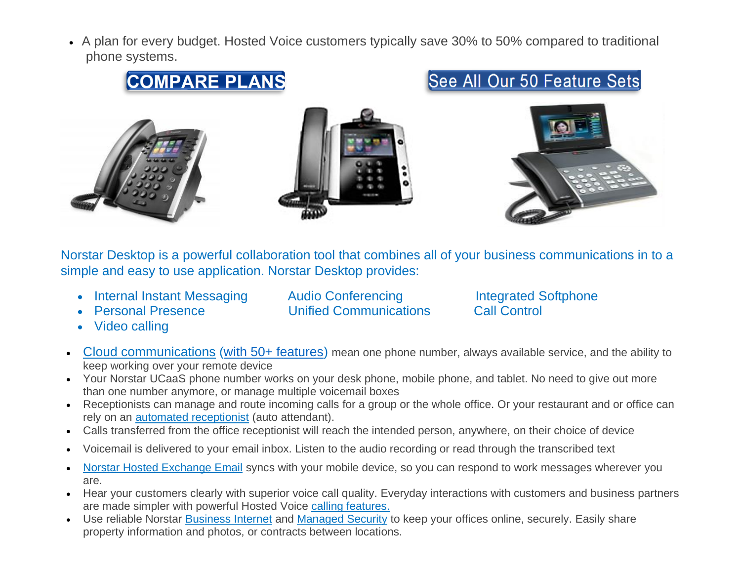- A plan for every budget. Hosted Voice customers typically save 30% to 50% compared to traditional phone systems.

COMPARE PLANS

See All Our 50 Feature Sets

Norstar Desktop is a powerful collaboration tool that combines all of your business communications in to a simple and easy to use application. Norstar Desktop provides:

- Internal Instant Messaging
- Personal Presence
- Video calling
- Audio Conferencing
- Unified Communications
- Integrated Softphone
- Call Control

- Cloud communications (with 50+ features) mean one phone number, always available service, and the ability to keep working over your remote device
- Your Norstar UCaaS phone number works on your desk phone, mobile phone, and tablet. No need to give out more than one number anymore, or manage multiple voicemail boxes
- Receptionists can manage and route incoming calls for a group or the whole office. Or your restaurant and or office can rely on an automated receptionist (auto attendant).
- Calls transferred from the office receptionist will reach the intended person, anywhere, on their choice of device
- Voicemail is delivered to your email inbox. Listen to the audio recording or read through the transcribed text
- Norstar Hosted Exchange Email syncs with your mobile device, so you can respond to work messages wherever you are.
- Hear your customers clearly with superior voice call quality. Everyday interactions with customers and business partners are made simpler with powerful Hosted Voice calling features.
- Use reliable Norstar Business Internet and Managed Security to keep your offices online, securely. Easily share property information and photos, or contracts between locations.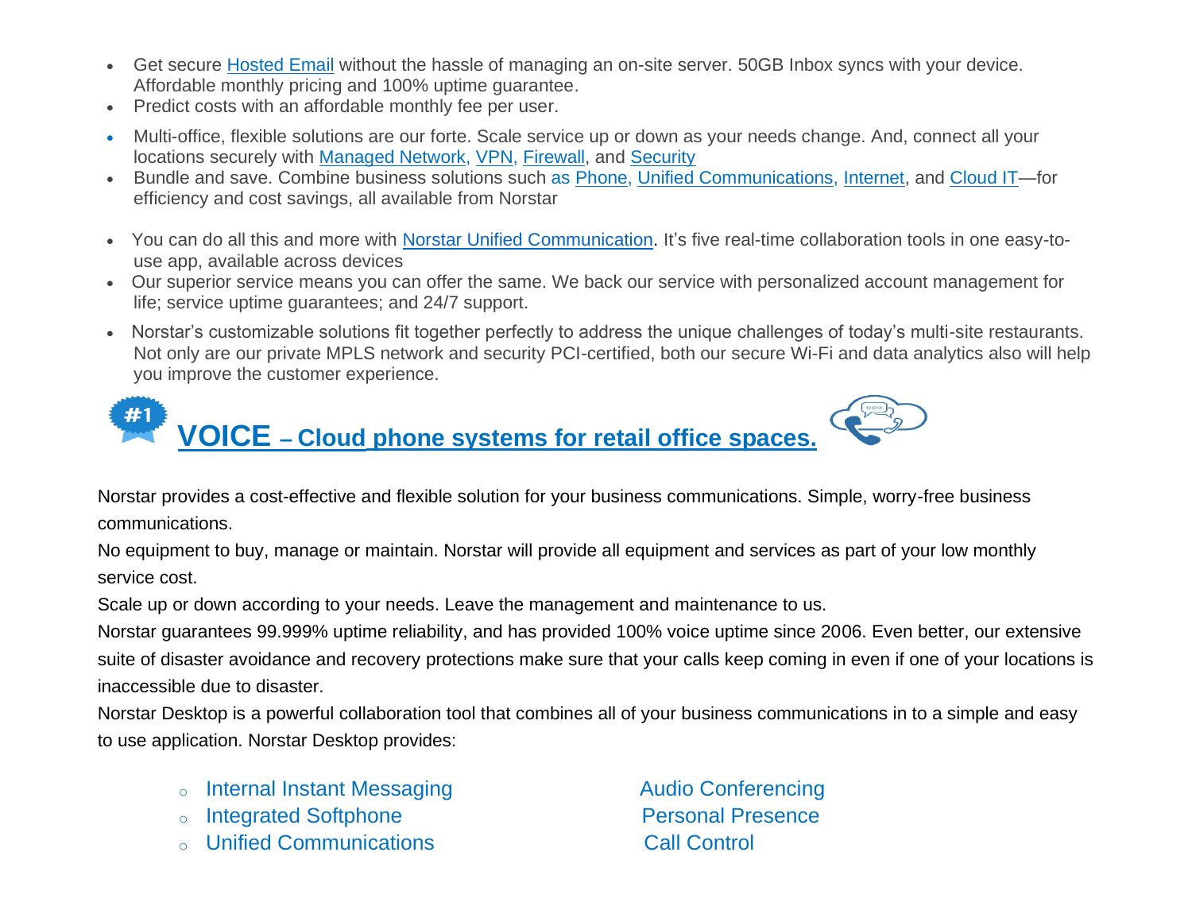- Get secure Hosted Email without the hassle of managing an on-site server. 50GB Inbox syncs with your device. Affordable monthly pricing and 100% uptime guarantee.
- Predict costs with an affordable monthly fee per user.
- Multi-office, flexible solutions are our forte. Scale service up or down as your needs change. And, connect all your locations securely with Managed Network, VPN, Firewall, and Security
- Bundle and save. Combine business solutions such as Phone, Unified Communications, Internet, and Cloud IT—for efficiency and cost savings, all available from Norstar
- You can do all this and more with Norstar Unified Communication. It's five real-time collaboration tools in one easy-to-use app, available across devices
- Our superior service means you can offer the same. We back our service with personalized account management for life; service uptime guarantees; and 24/7 support.
- Norstar's customizable solutions fit together perfectly to address the unique challenges of today's multi-site restaurants. Not only are our private MPLS network and security PCI-certified, both our secure Wi-Fi and data analytics also will help you improve the customer experience.

## #1 VOICE – Cloud phone systems for retail office spaces.

Norstar provides a cost-effective and flexible solution for your business communications. Simple, worry-free business communications.

No equipment to buy, manage or maintain. Norstar will provide all equipment and services as part of your low monthly service cost.

Scale up or down according to your needs. Leave the management and maintenance to us.

Norstar guarantees 99.999% uptime reliability, and has provided 100% voice uptime since 2006. Even better, our extensive suite of disaster avoidance and recovery protections make sure that your calls keep coming in even if one of your locations is inaccessible due to disaster.

Norstar Desktop is a powerful collaboration tool that combines all of your business communications in to a simple and easy to use application. Norstar Desktop provides:

- Internal Instant Messaging
- Integrated Softphone
- Unified Communications
- Audio Conferencing
- Personal Presence
- Call Control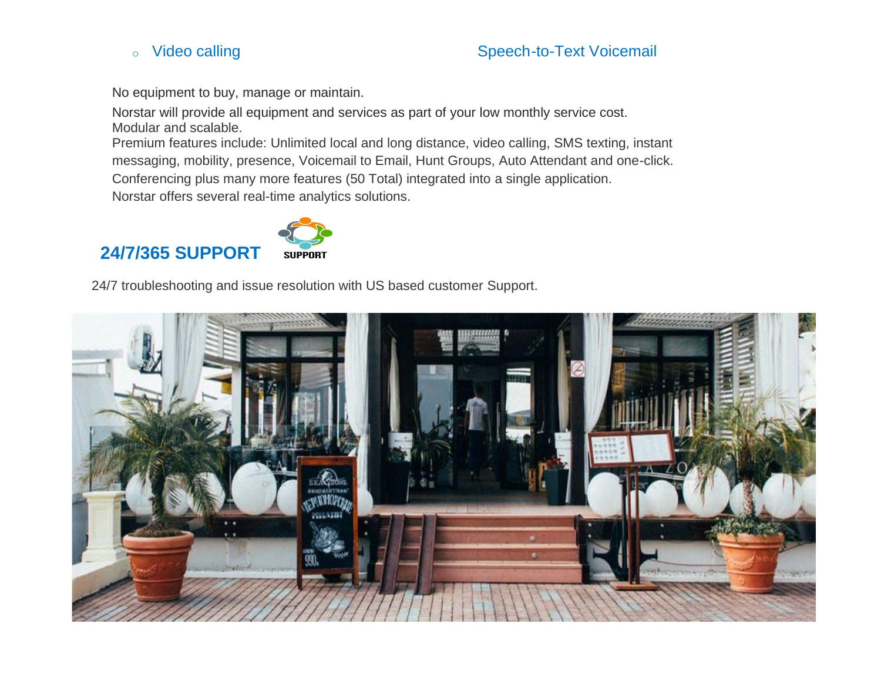- Video calling

Speech-to-Text Voicemail

No equipment to buy, manage or maintain.

Norstar will provide all equipment and services as part of your low monthly service cost.
Modular and scalable.
Premium features include: Unlimited local and long distance, video calling, SMS texting, instant messaging, mobility, presence, Voicemail to Email, Hunt Groups, Auto Attendant and one-click. Conferencing plus many more features (50 Total) integrated into a single application.
Norstar offers several real-time analytics solutions.

## 24/7/365 SUPPORT

24/7 troubleshooting and issue resolution with US based customer Support.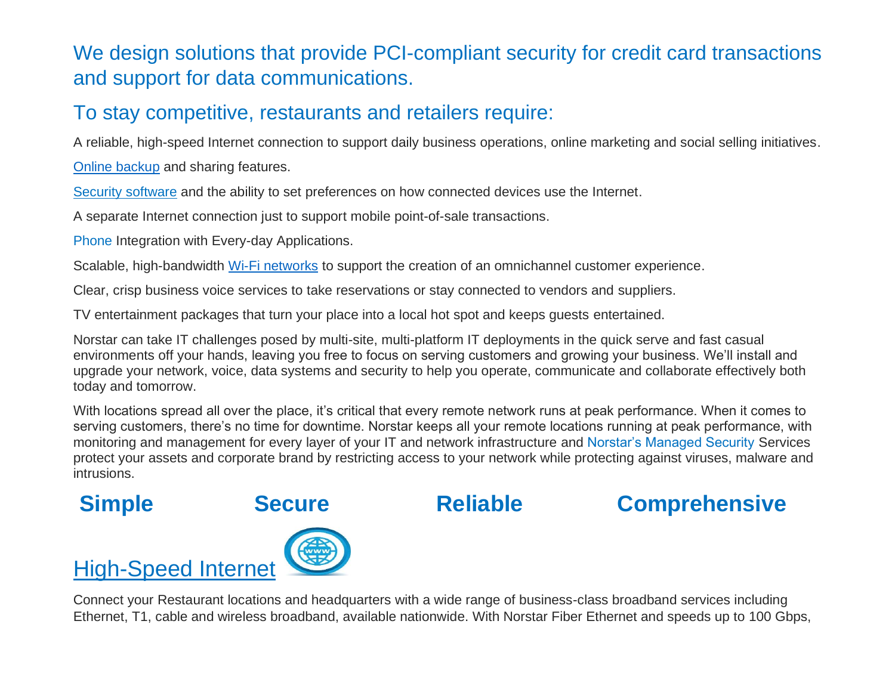## We design solutions that provide PCI-compliant security for credit card transactions and support for data communications.

## To stay competitive, restaurants and retailers require:

A reliable, high-speed Internet connection to support daily business operations, online marketing and social selling initiatives.

Online backup and sharing features.

Security software and the ability to set preferences on how connected devices use the Internet.

A separate Internet connection just to support mobile point-of-sale transactions.

Phone Integration with Every-day Applications.

Scalable, high-bandwidth Wi-Fi networks to support the creation of an omnichannel customer experience.

Clear, crisp business voice services to take reservations or stay connected to vendors and suppliers.

TV entertainment packages that turn your place into a local hot spot and keeps guests entertained.

Norstar can take IT challenges posed by multi-site, multi-platform IT deployments in the quick serve and fast casual environments off your hands, leaving you free to focus on serving customers and growing your business. We'll install and upgrade your network, voice, data systems and security to help you operate, communicate and collaborate effectively both today and tomorrow.

With locations spread all over the place, it's critical that every remote network runs at peak performance. When it comes to serving customers, there's no time for downtime. Norstar keeps all your remote locations running at peak performance, with monitoring and management for every layer of your IT and network infrastructure and Norstar's Managed Security Services protect your assets and corporate brand by restricting access to your network while protecting against viruses, malware and intrusions.

**Simple** **Secure** **Reliable** **Comprehensive**

## High-Speed Internet

Connect your Restaurant locations and headquarters with a wide range of business-class broadband services including Ethernet, T1, cable and wireless broadband, available nationwide. With Norstar Fiber Ethernet and speeds up to 100 Gbps,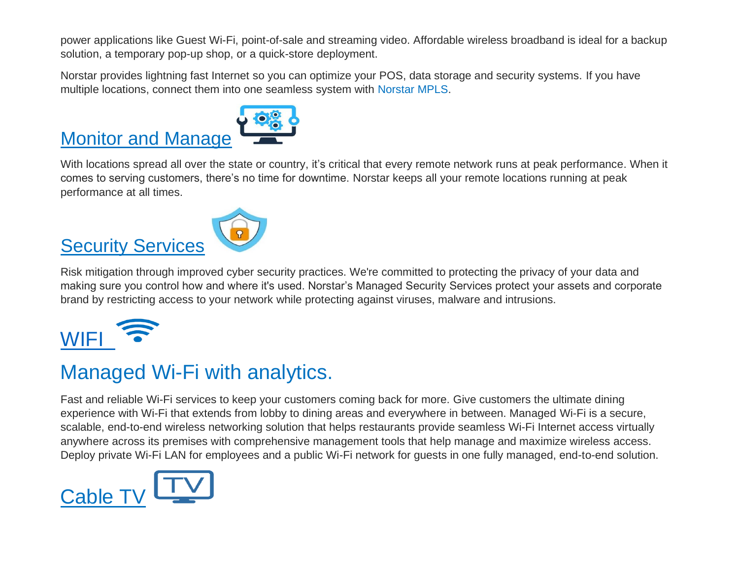power applications like Guest Wi-Fi, point-of-sale and streaming video. Affordable wireless broadband is ideal for a backup solution, a temporary pop-up shop, or a quick-store deployment.

Norstar provides lightning fast Internet so you can optimize your POS, data storage and security systems. If you have multiple locations, connect them into one seamless system with Norstar MPLS.

## Monitor and Manage

With locations spread all over the state or country, it's critical that every remote network runs at peak performance. When it comes to serving customers, there's no time for downtime. Norstar keeps all your remote locations running at peak performance at all times.

## Security Services

Risk mitigation through improved cyber security practices. We're committed to protecting the privacy of your data and making sure you control how and where it's used. Norstar's Managed Security Services protect your assets and corporate brand by restricting access to your network while protecting against viruses, malware and intrusions.

## WIFI

## Managed Wi-Fi with analytics.

Fast and reliable Wi-Fi services to keep your customers coming back for more. Give customers the ultimate dining experience with Wi-Fi that extends from lobby to dining areas and everywhere in between. Managed Wi-Fi is a secure, scalable, end-to-end wireless networking solution that helps restaurants provide seamless Wi-Fi Internet access virtually anywhere across its premises with comprehensive management tools that help manage and maximize wireless access. Deploy private Wi-Fi LAN for employees and a public Wi-Fi network for guests in one fully managed, end-to-end solution.

## Cable TV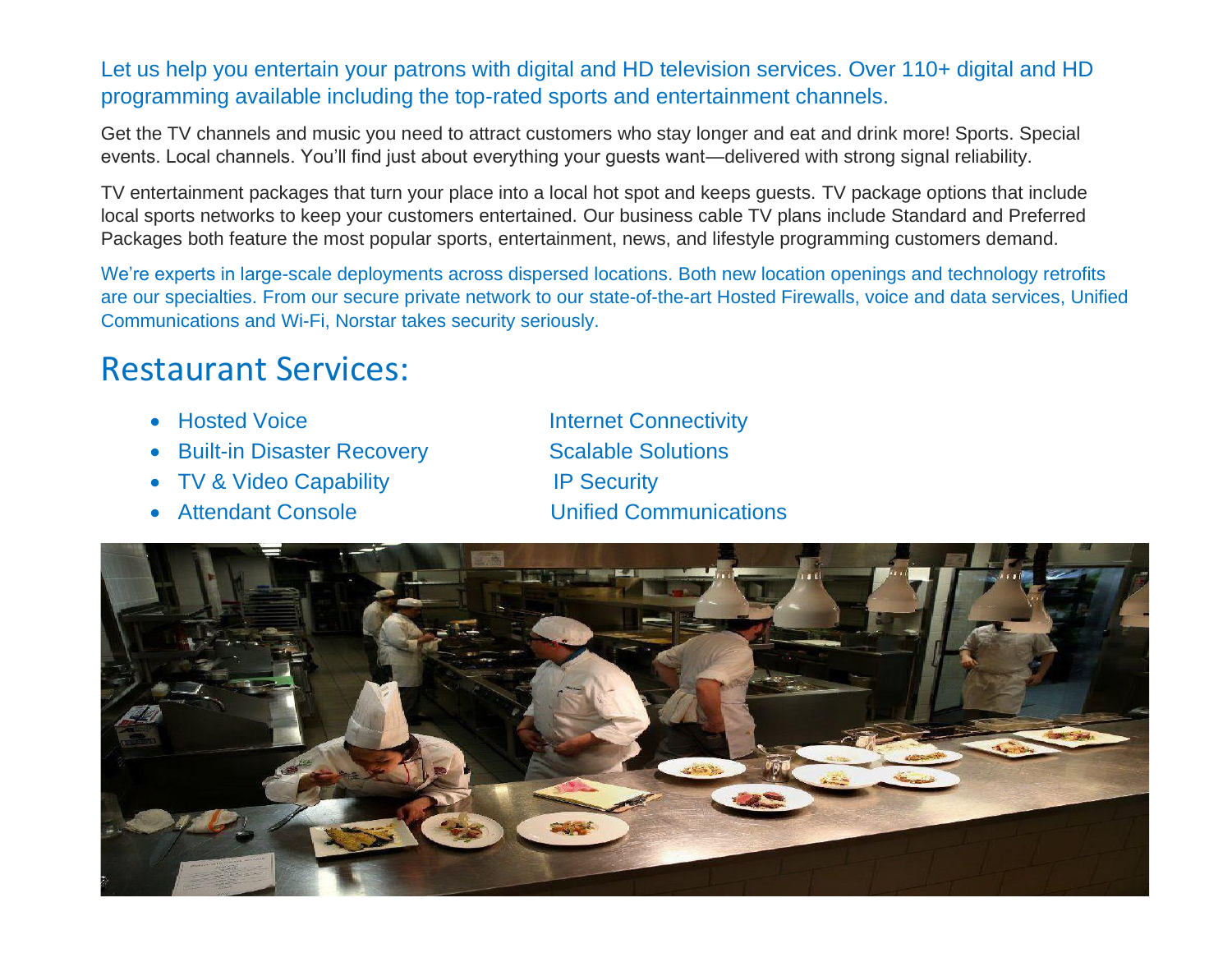Let us help you entertain your patrons with digital and HD television services. Over 110+ digital and HD programming available including the top-rated sports and entertainment channels.

Get the TV channels and music you need to attract customers who stay longer and eat and drink more! Sports. Special events. Local channels. You'll find just about everything your guests want—delivered with strong signal reliability.

TV entertainment packages that turn your place into a local hot spot and keeps guests. TV package options that include local sports networks to keep your customers entertained. Our business cable TV plans include Standard and Preferred Packages both feature the most popular sports, entertainment, news, and lifestyle programming customers demand.

We're experts in large-scale deployments across dispersed locations. Both new location openings and technology retrofits are our specialties. From our secure private network to our state-of-the-art Hosted Firewalls, voice and data services, Unified Communications and Wi-Fi, Norstar takes security seriously.

# Restaurant Services:

- Hosted Voice
- Built-in Disaster Recovery
- TV & Video Capability
- Attendant Console

Internet Connectivity
Scalable Solutions
IP Security
Unified Communications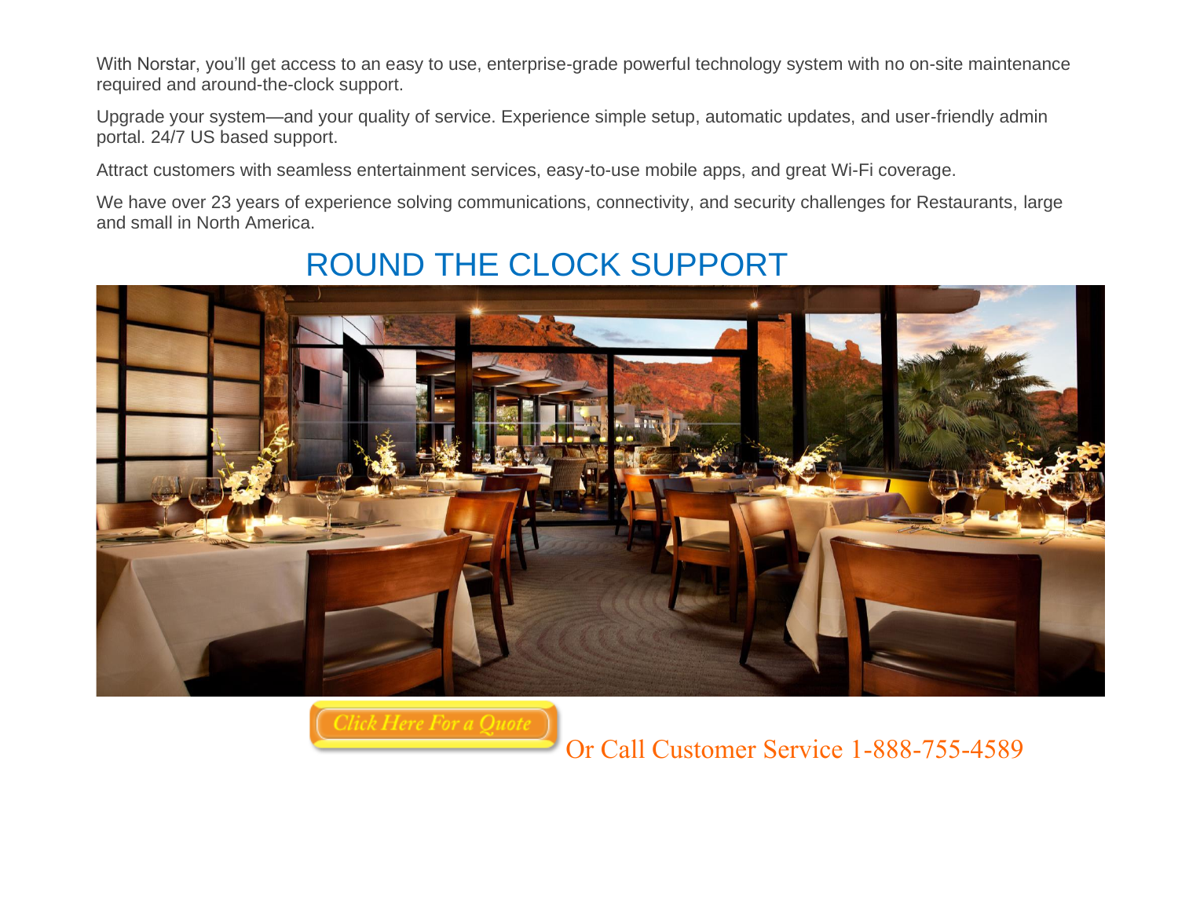With Norstar, you'll get access to an easy to use, enterprise-grade powerful technology system with no on-site maintenance required and around-the-clock support.

Upgrade your system—and your quality of service. Experience simple setup, automatic updates, and user-friendly admin portal. 24/7 US based support.

Attract customers with seamless entertainment services, easy-to-use mobile apps, and great Wi-Fi coverage.

We have over 23 years of experience solving communications, connectivity, and security challenges for Restaurants, large and small in North America.

## ROUND THE CLOCK SUPPORT

Click Here For a Quote Or Call Customer Service 1-888-755-4589